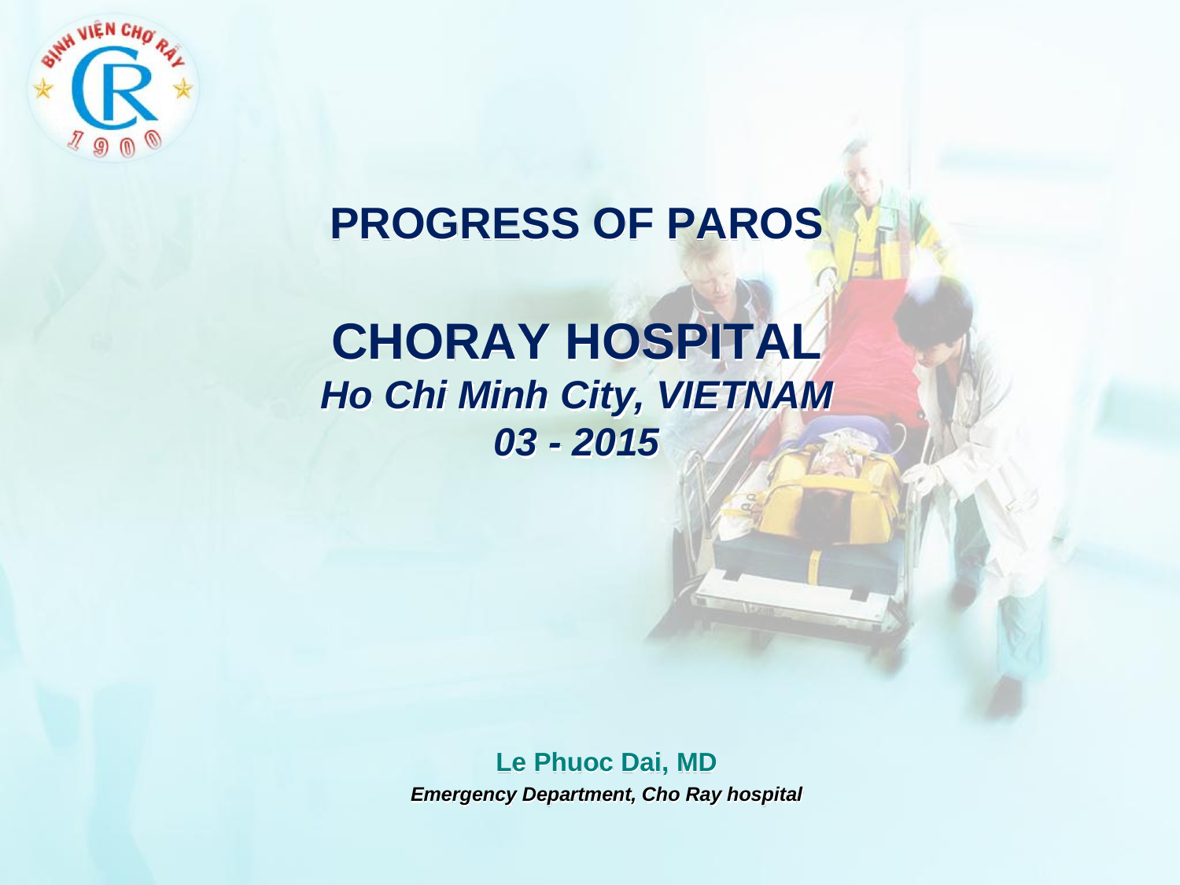# PROGRESS OF PAROS

## CHORAY HOSPITAL

***Ho Chi Minh City, VIETNAM***

***03 - 2015***

**Le Phuoc Dai, MD**

***Emergency Department, Cho Ray hospital***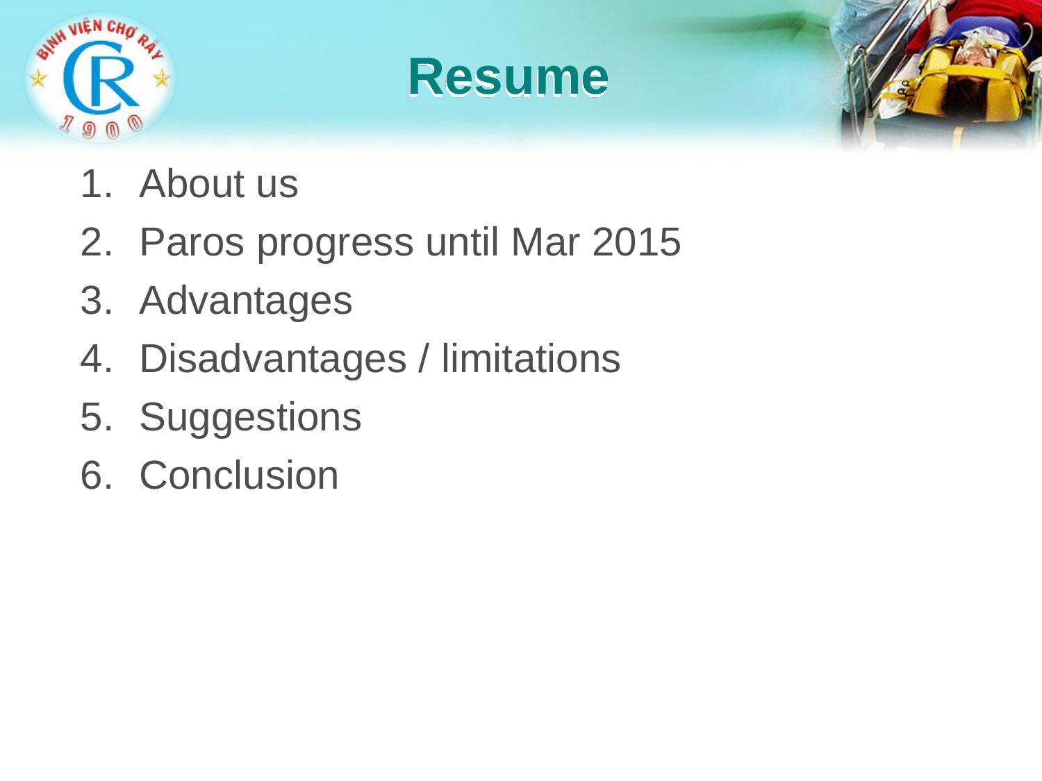# Resume

1. About us
2. Paros progress until Mar 2015
3. Advantages
4. Disadvantages / limitations
5. Suggestions
6. Conclusion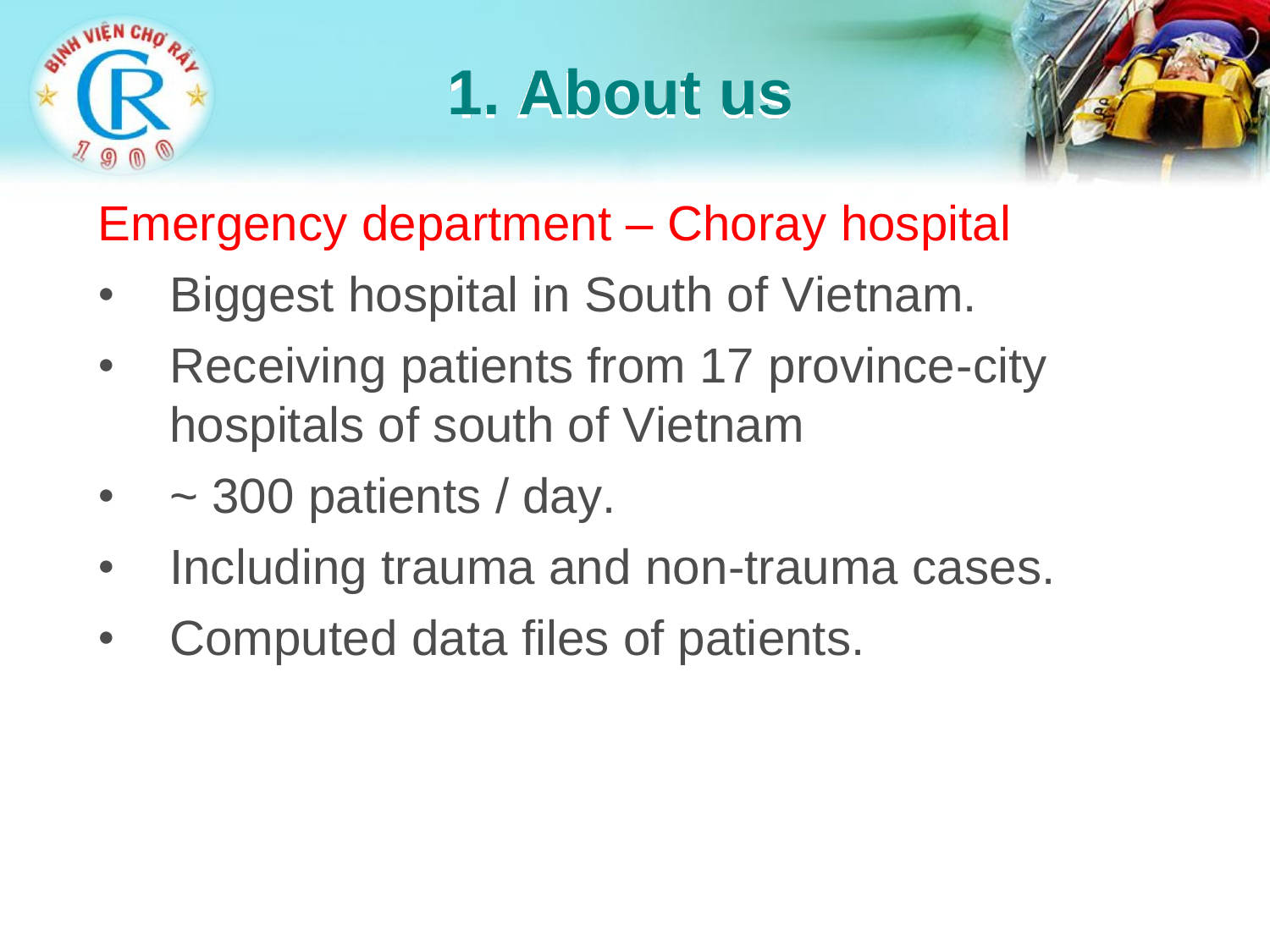# 1. About us

## Emergency department – Choray hospital

- Biggest hospital in South of Vietnam.
- Receiving patients from 17 province-city hospitals of south of Vietnam
- ~ 300 patients / day.
- Including trauma and non-trauma cases.
- Computed data files of patients.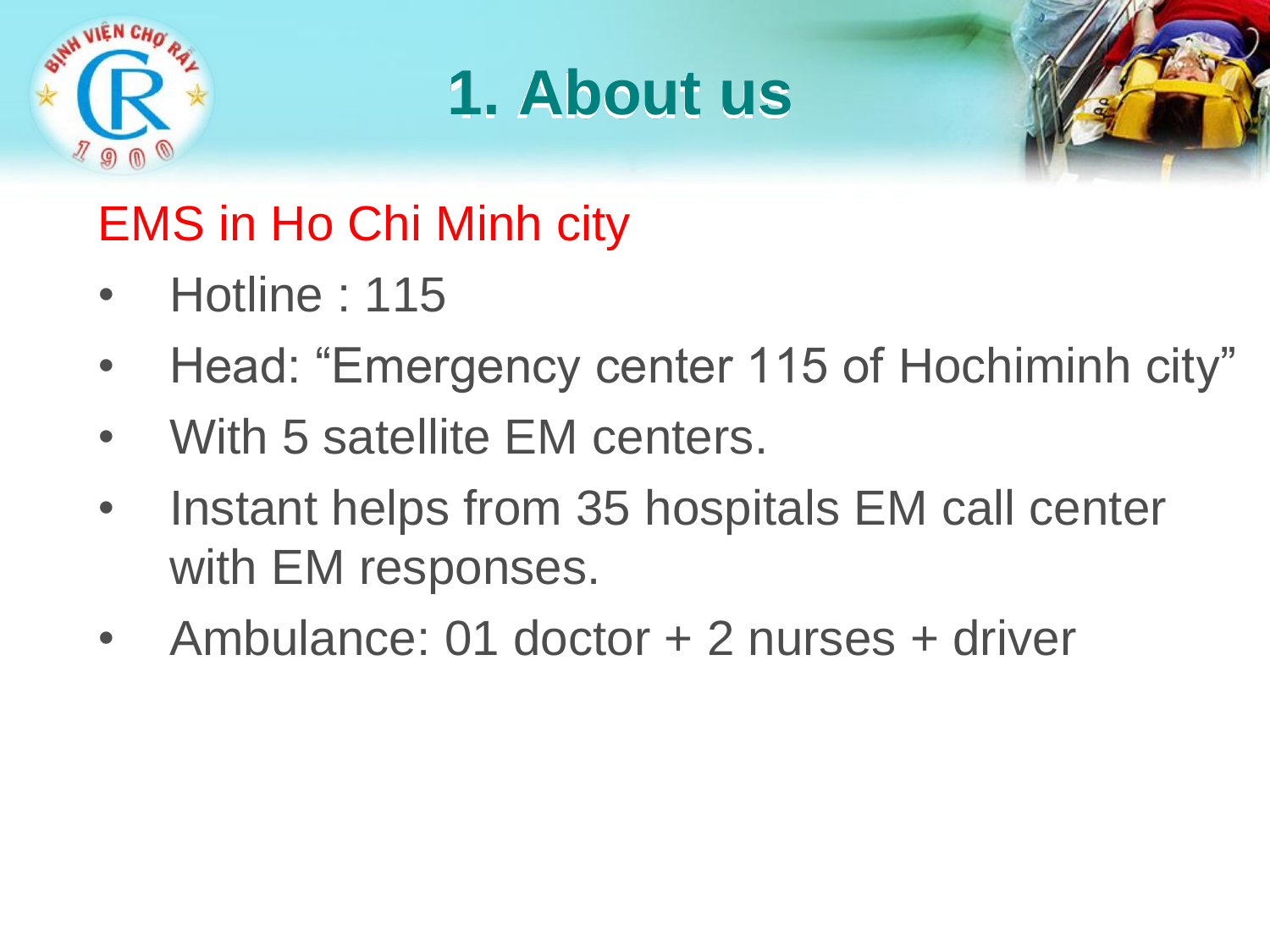# 1. About us

## EMS in Ho Chi Minh city

- Hotline : 115
- Head: “Emergency center 115 of Hochiminh city”
- With 5 satellite EM centers.
- Instant helps from 35 hospitals EM call center with EM responses.
- Ambulance: 01 doctor + 2 nurses + driver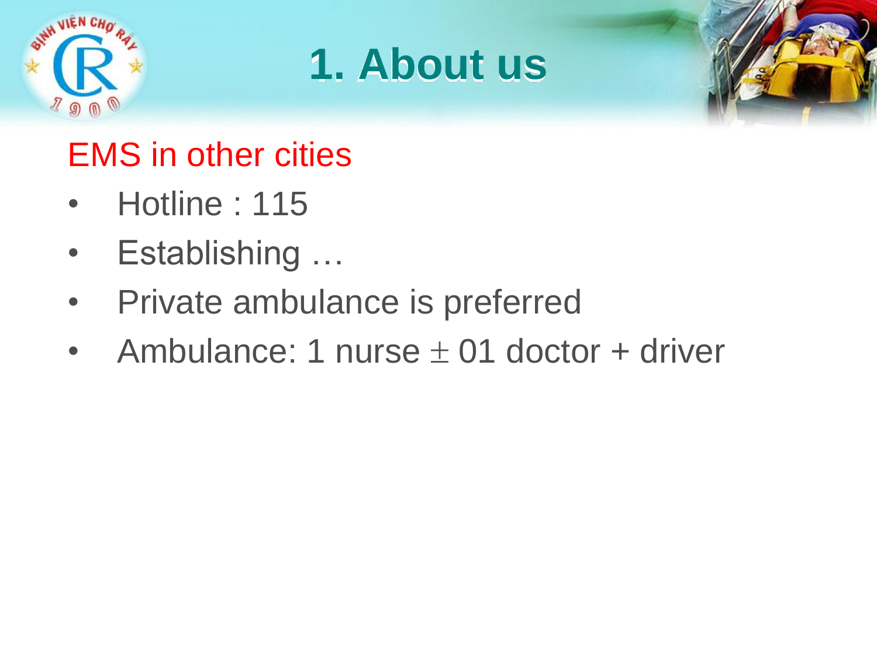# 1. About us

## EMS in other cities

- Hotline : 115
- Establishing …
- Private ambulance is preferred
- Ambulance: 1 nurse $\pm$ 01 doctor + driver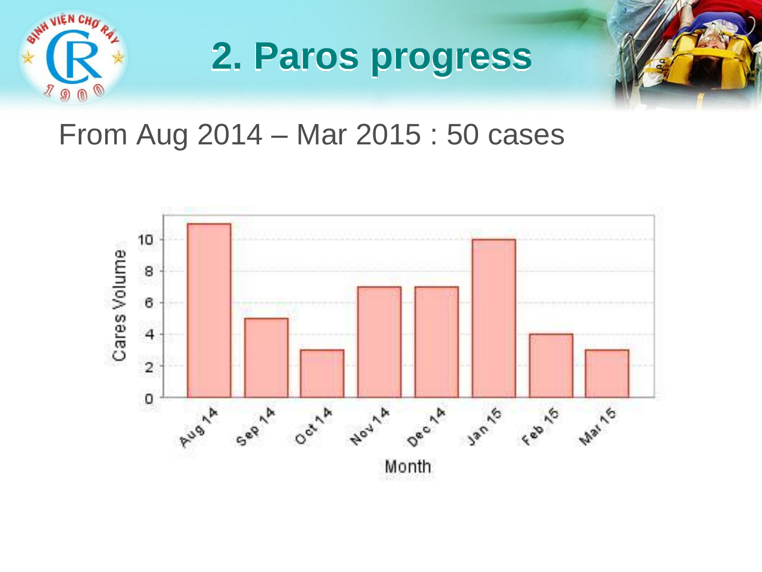# 2. Paros progress

From Aug 2014 – Mar 2015 : 50 cases

| Month | Cares Volume |
|---|---|
| Aug 14 | 11 |
| Sep 14 | 5 |
| Oct 14 | 3 |
| Nov 14 | 7 |
| Dec 14 | 7 |
| Jan 15 | 10 |
| Feb 15 | 4 |
| Mar 15 | 3 |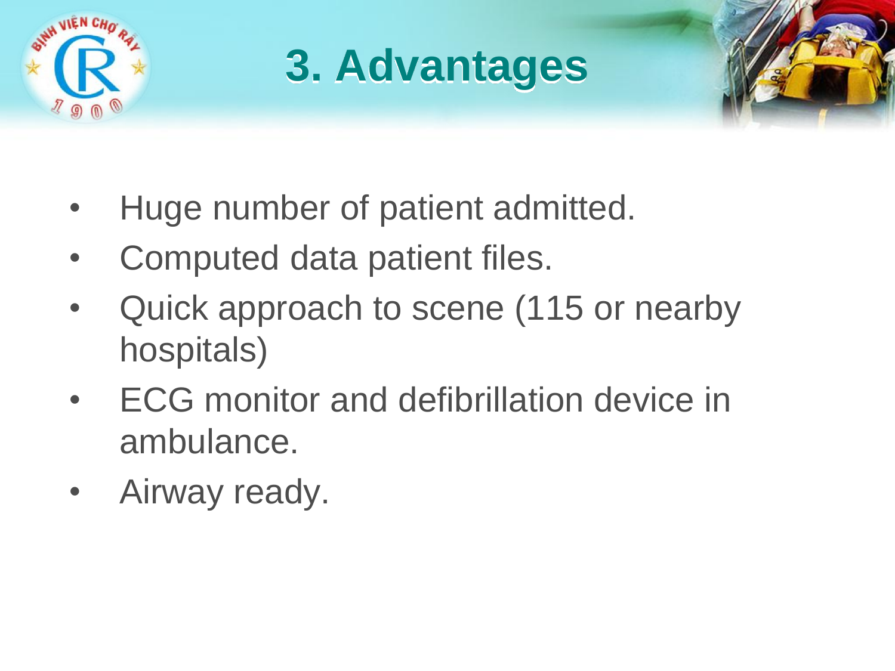# 3. Advantages

- Huge number of patient admitted.
- Computed data patient files.
- Quick approach to scene (115 or nearby hospitals)
- ECG monitor and defibrillation device in ambulance.
- Airway ready.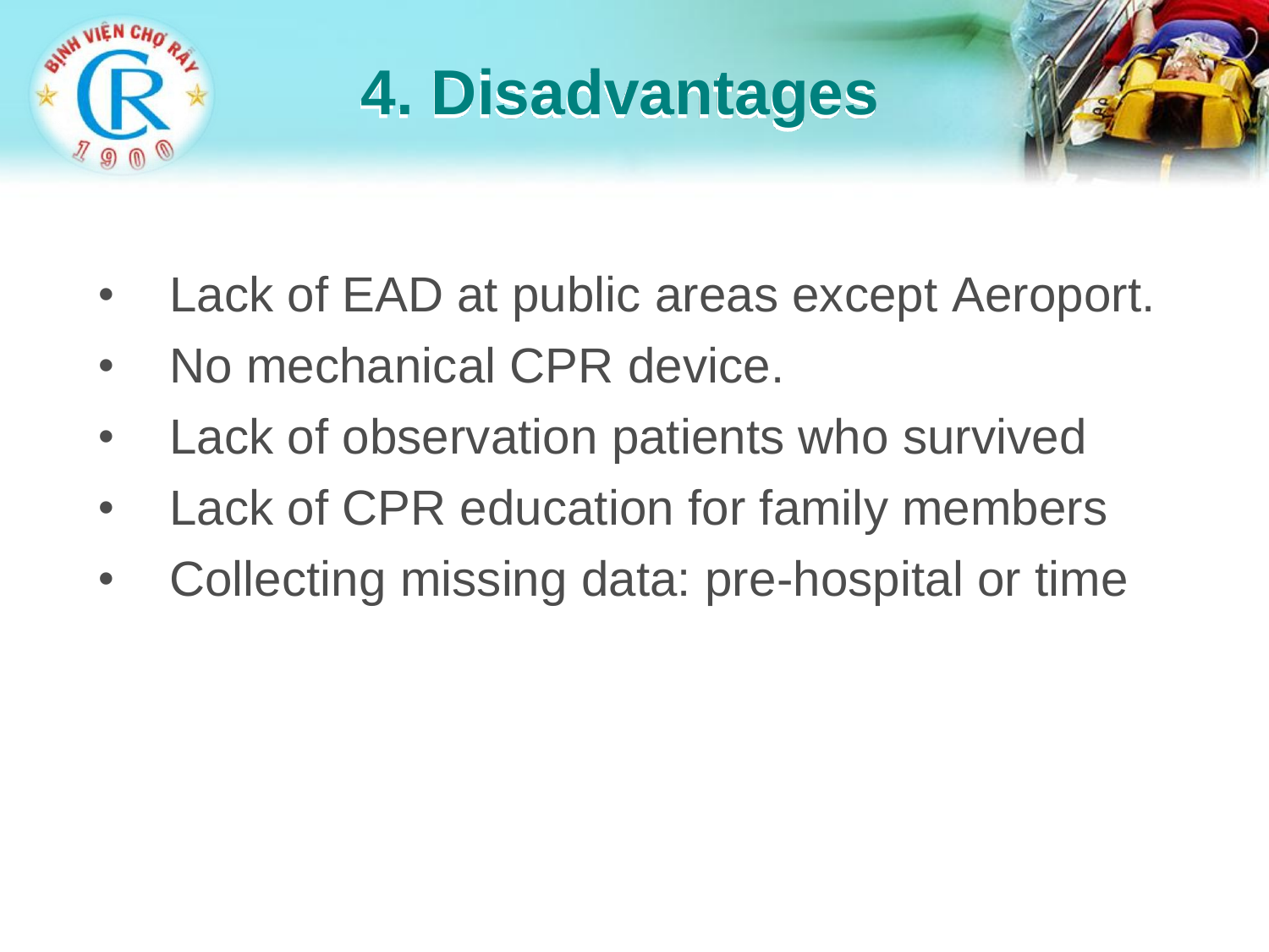# 4. Disadvantages

- Lack of EAD at public areas except Aeroport.
- No mechanical CPR device.
- Lack of observation patients who survived
- Lack of CPR education for family members
- Collecting missing data: pre-hospital or time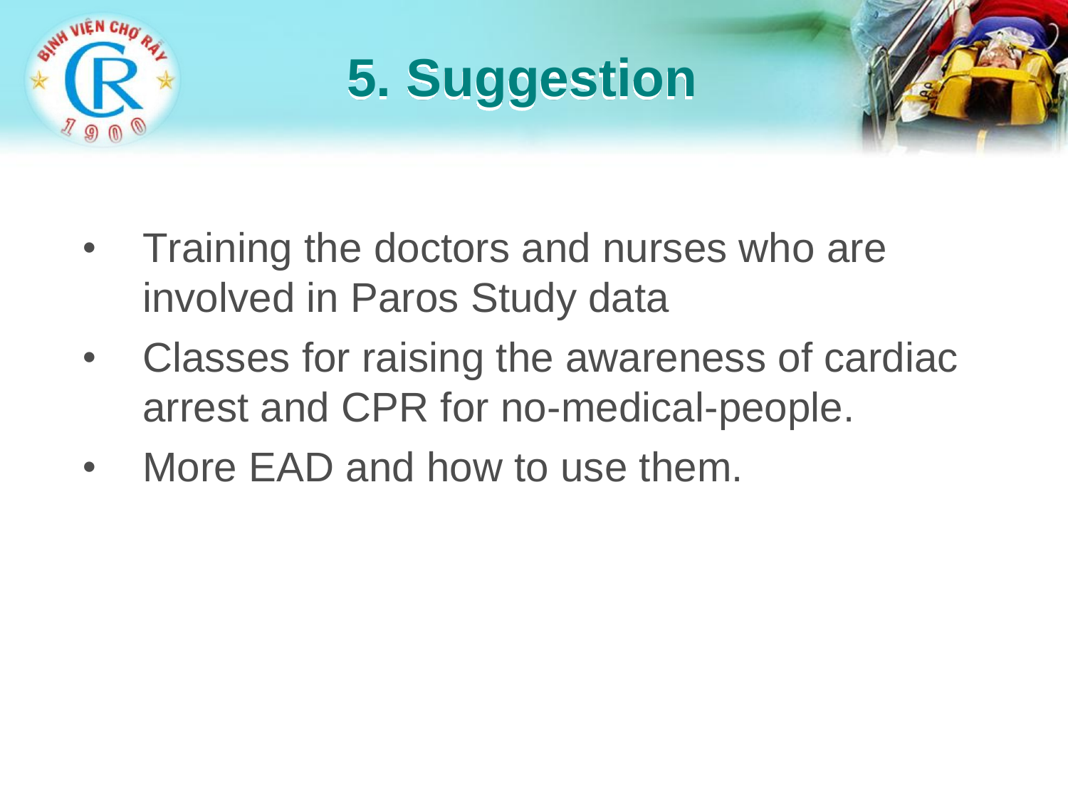# 5. Suggestion

- Training the doctors and nurses who are involved in Paros Study data
- Classes for raising the awareness of cardiac arrest and CPR for no-medical-people.
- More EAD and how to use them.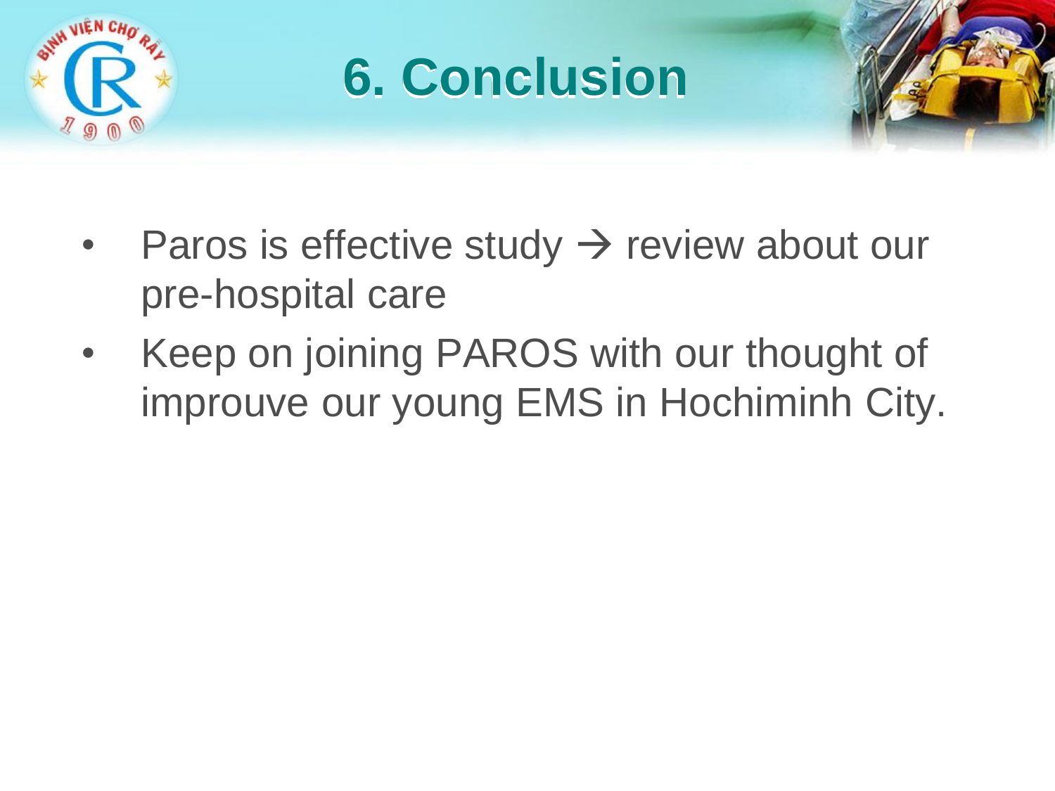# 6. Conclusion

- Paros is effective study → review about our pre-hospital care
- Keep on joining PAROS with our thought of improuve our young EMS in Hochiminh City.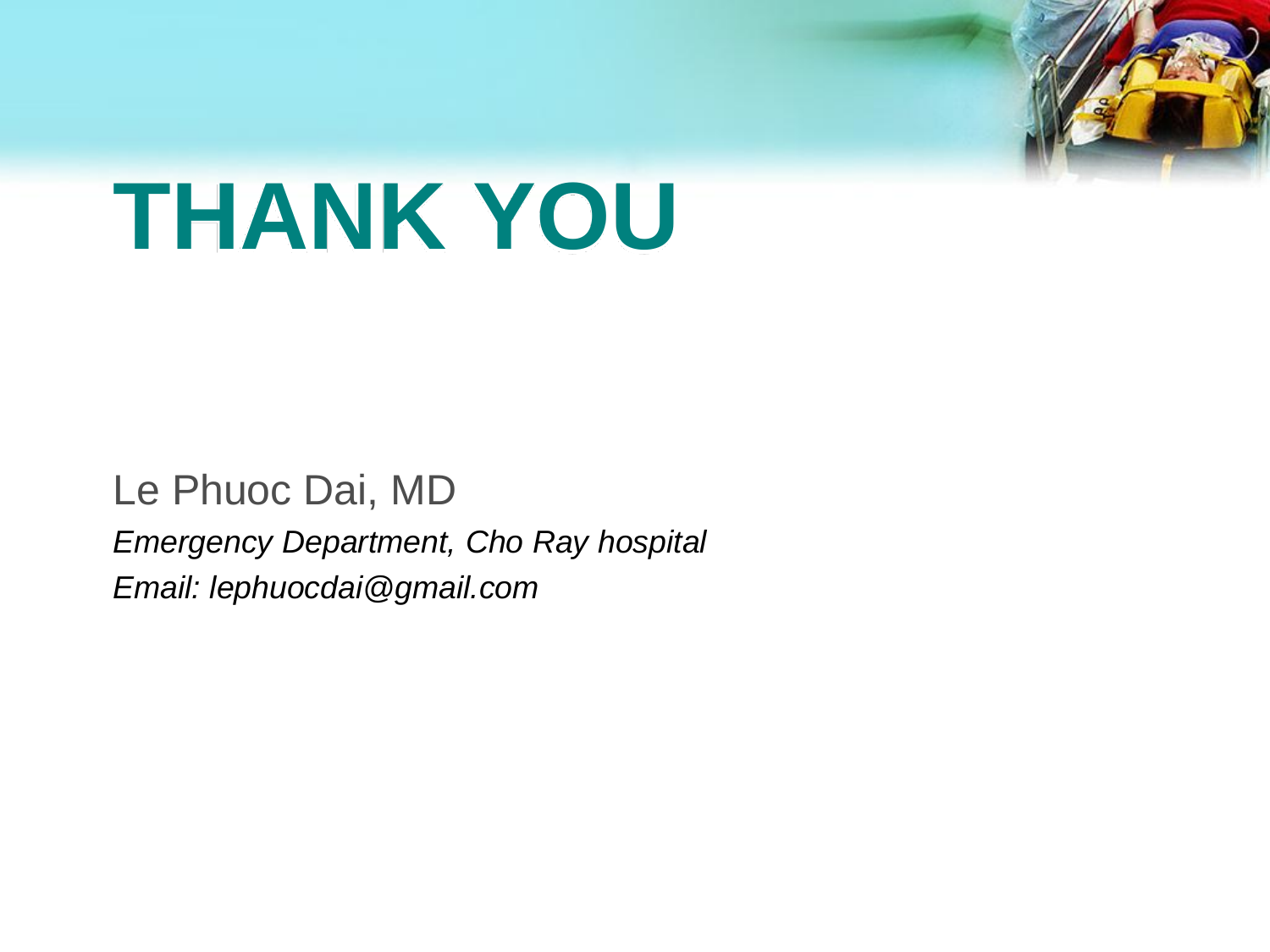# THANK YOU

Le Phuoc Dai, MD

*Emergency Department, Cho Ray hospital*

*Email: lephuocdai@gmail.com*